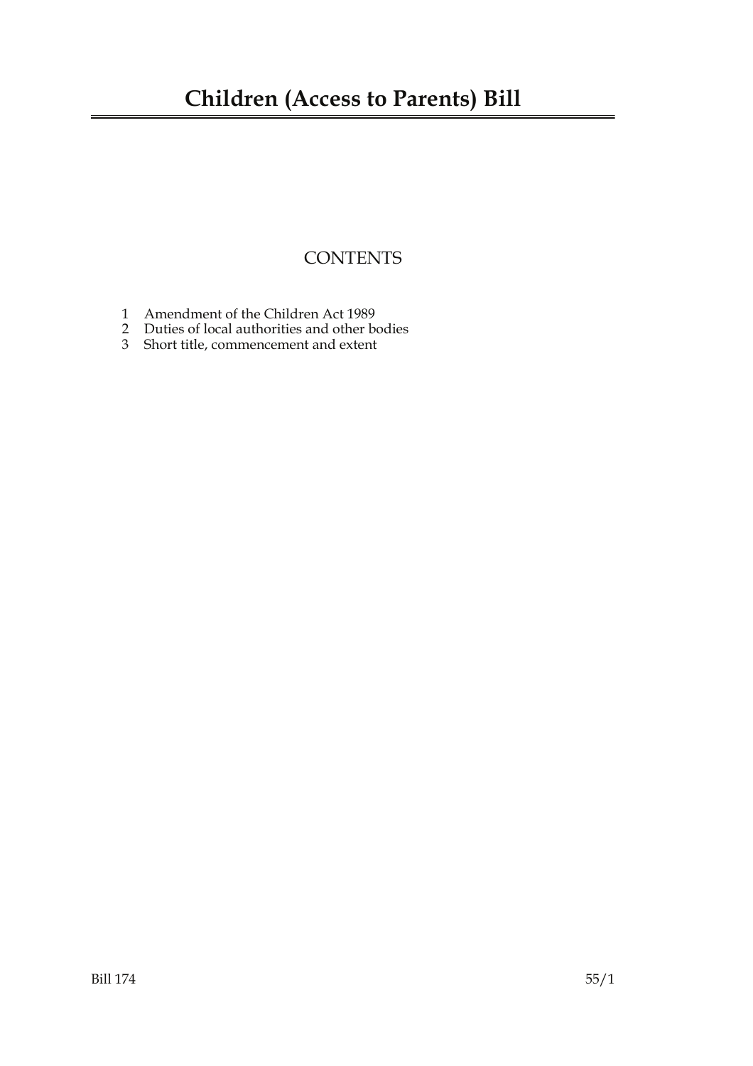# Children (Access to Parents) Bill

## CONTENTS

1 Amendment of the Children Act 1989
2 Duties of local authorities and other bodies
3 Short title, commencement and extent

Bill 174 55/1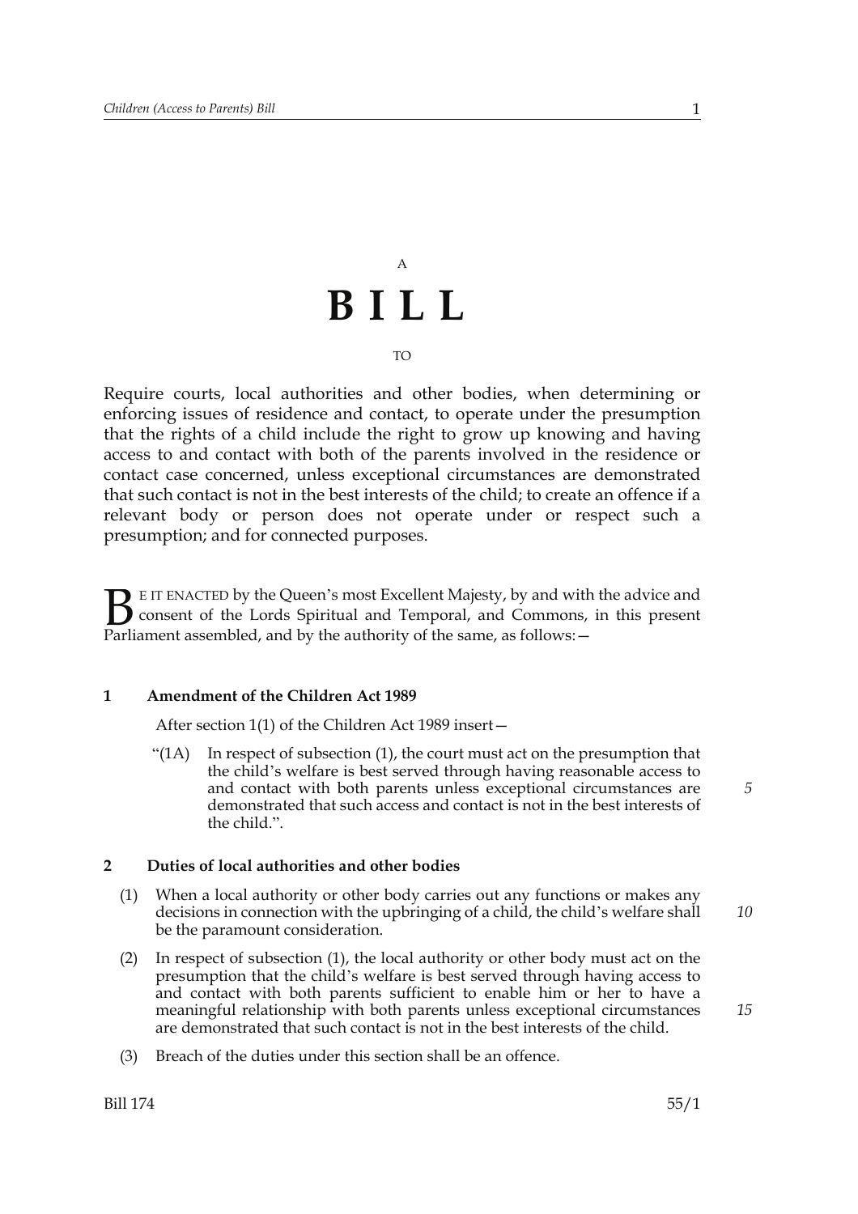A

# BILL

TO

Require courts, local authorities and other bodies, when determining or enforcing issues of residence and contact, to operate under the presumption that the rights of a child include the right to grow up knowing and having access to and contact with both of the parents involved in the residence or contact case concerned, unless exceptional circumstances are demonstrated that such contact is not in the best interests of the child; to create an offence if a relevant body or person does not operate under or respect such a presumption; and for connected purposes.

BE IT ENACTED by the Queen's most Excellent Majesty, by and with the advice and consent of the Lords Spiritual and Temporal, and Commons, in this present Parliament assembled, and by the authority of the same, as follows:—

### 1 Amendment of the Children Act 1989

After section 1(1) of the Children Act 1989 insert—

"(1A) In respect of subsection (1), the court must act on the presumption that the child's welfare is best served through having reasonable access to and contact with both parents unless exceptional circumstances are demonstrated that such access and contact is not in the best interests of the child.".

### 2 Duties of local authorities and other bodies

(1) When a local authority or other body carries out any functions or makes any decisions in connection with the upbringing of a child, the child's welfare shall be the paramount consideration.

(2) In respect of subsection (1), the local authority or other body must act on the presumption that the child's welfare is best served through having access to and contact with both parents sufficient to enable him or her to have a meaningful relationship with both parents unless exceptional circumstances are demonstrated that such contact is not in the best interests of the child.

(3) Breach of the duties under this section shall be an offence.

Bill 174 55/1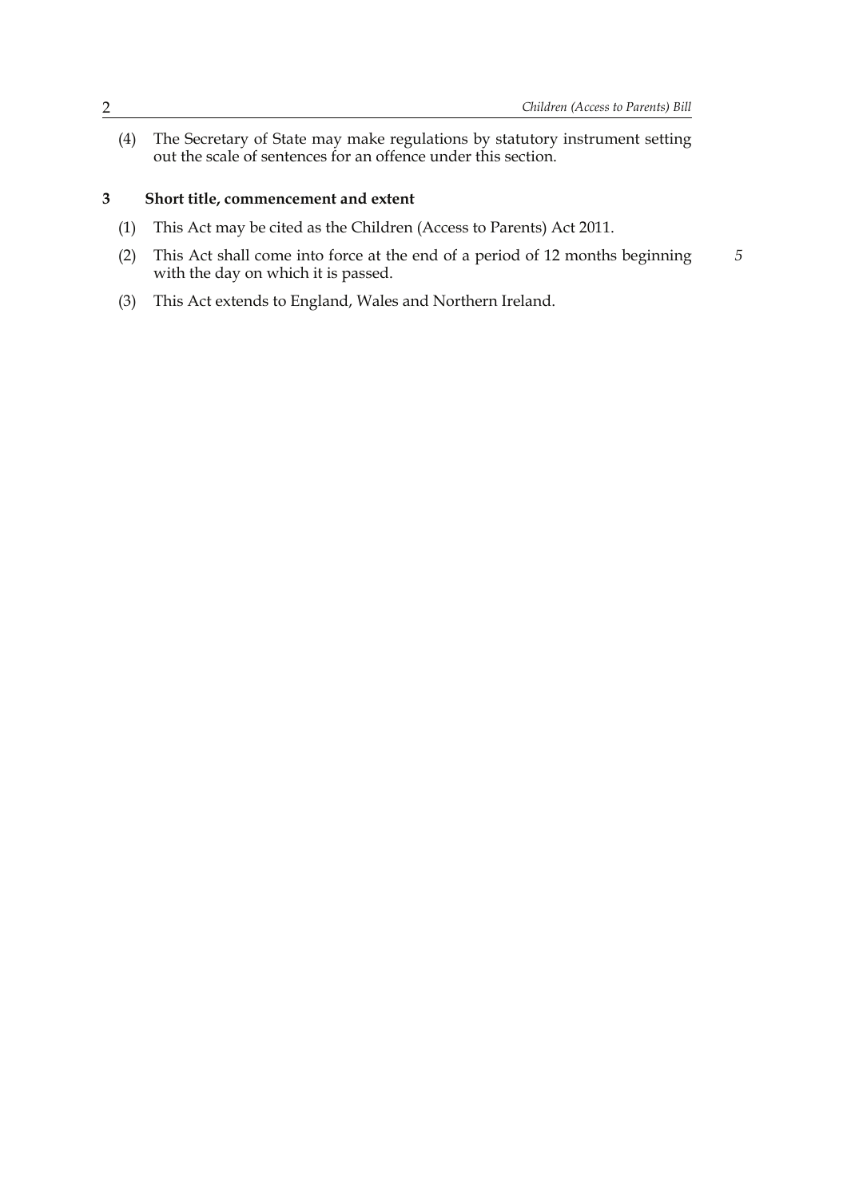(4) The Secretary of State may make regulations by statutory instrument setting out the scale of sentences for an offence under this section.

## 3 Short title, commencement and extent

(1) This Act may be cited as the Children (Access to Parents) Act 2011.

(2) This Act shall come into force at the end of a period of 12 months beginning with the day on which it is passed.

(3) This Act extends to England, Wales and Northern Ireland.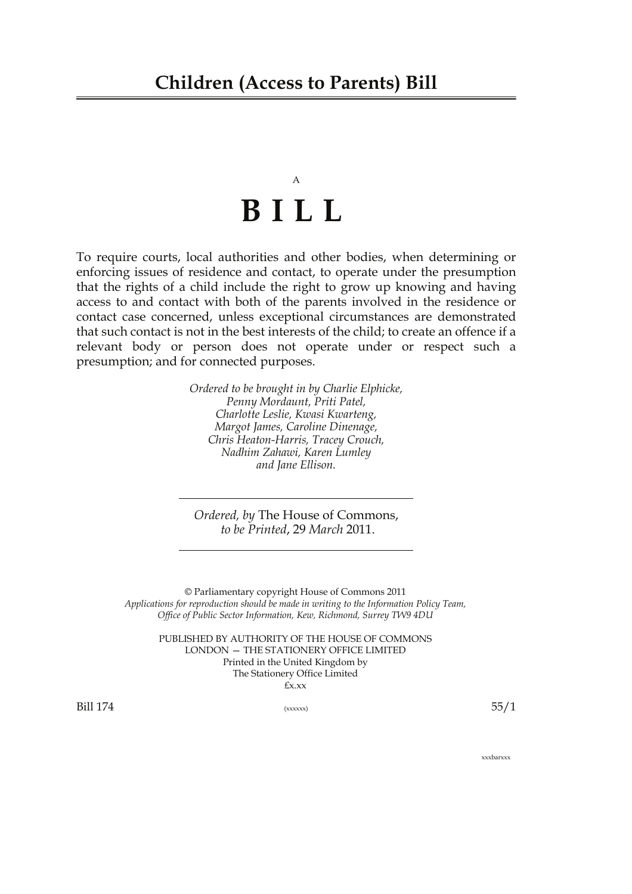# Children (Access to Parents) Bill

A

# B I L L

To require courts, local authorities and other bodies, when determining or enforcing issues of residence and contact, to operate under the presumption that the rights of a child include the right to grow up knowing and having access to and contact with both of the parents involved in the residence or contact case concerned, unless exceptional circumstances are demonstrated that such contact is not in the best interests of the child; to create an offence if a relevant body or person does not operate under or respect such a presumption; and for connected purposes.

*Ordered to be brought in by Charlie Elphicke, Penny Mordaunt, Priti Patel, Charlotte Leslie, Kwasi Kwarteng, Margot James, Caroline Dinenage, Chris Heaton-Harris, Tracey Crouch, Nadhim Zahawi, Karen Lumley and Jane Ellison.*

---

*Ordered, by* The House of Commons, *to be Printed*, 29 *March* 2011.

---

© Parliamentary copyright House of Commons 2011
*Applications for reproduction should be made in writing to the Information Policy Team, Office of Public Sector Information, Kew, Richmond, Surrey TW9 4DU*

PUBLISHED BY AUTHORITY OF THE HOUSE OF COMMONS
LONDON — THE STATIONERY OFFICE LIMITED
Printed in the United Kingdom by
The Stationery Office Limited
£x.xx

Bill 174 (xxxxxx) 55/1

xxxbarxxx